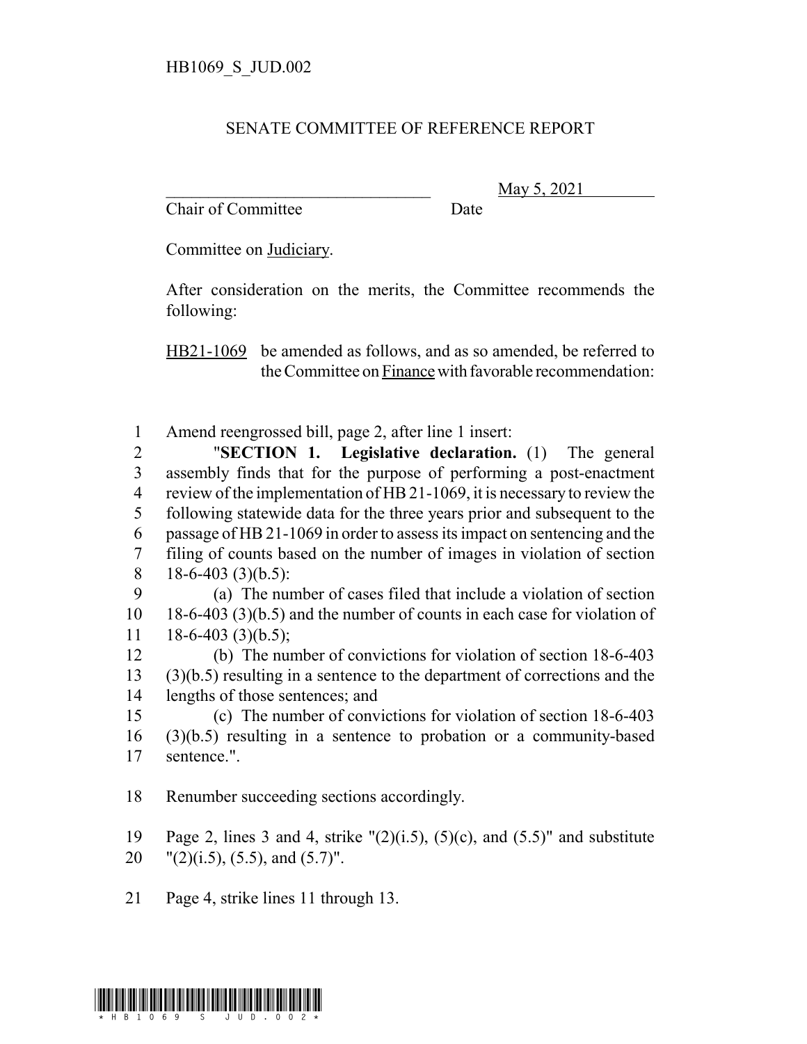HB1069_S_JUD.002

# SENATE COMMITTEE OF REFERENCE REPORT

\_\_\_\_\_\_\_\_\_\_\_\_\_\_\_\_\_\_\_\_\_\_\_\_\_\_\_\_\_\_\_\_ May 5, 2021
Chair of Committee Date

Committee on Judiciary.

After consideration on the merits, the Committee recommends the following:

HB21-1069 be amended as follows, and as so amended, be referred to the Committee on Finance with favorable recommendation:

1 Amend reengrossed bill, page 2, after line 1 insert:
2 "**SECTION 1. Legislative declaration.** (1) The general
3 assembly finds that for the purpose of performing a post-enactment
4 review of the implementation of HB 21-1069, it is necessary to review the
5 following statewide data for the three years prior and subsequent to the
6 passage of HB 21-1069 in order to assess its impact on sentencing and the
7 filing of counts based on the number of images in violation of section
8 18-6-403 (3)(b.5):
9 (a) The number of cases filed that include a violation of section
10 18-6-403 (3)(b.5) and the number of counts in each case for violation of
11 18-6-403 (3)(b.5);
12 (b) The number of convictions for violation of section 18-6-403
13 (3)(b.5) resulting in a sentence to the department of corrections and the
14 lengths of those sentences; and
15 (c) The number of convictions for violation of section 18-6-403
16 (3)(b.5) resulting in a sentence to probation or a community-based
17 sentence.".

18 Renumber succeeding sections accordingly.

19 Page 2, lines 3 and 4, strike "(2)(i.5), (5)(c), and (5.5)" and substitute
20 "(2)(i.5), (5.5), and (5.7)".

21 Page 4, strike lines 11 through 13.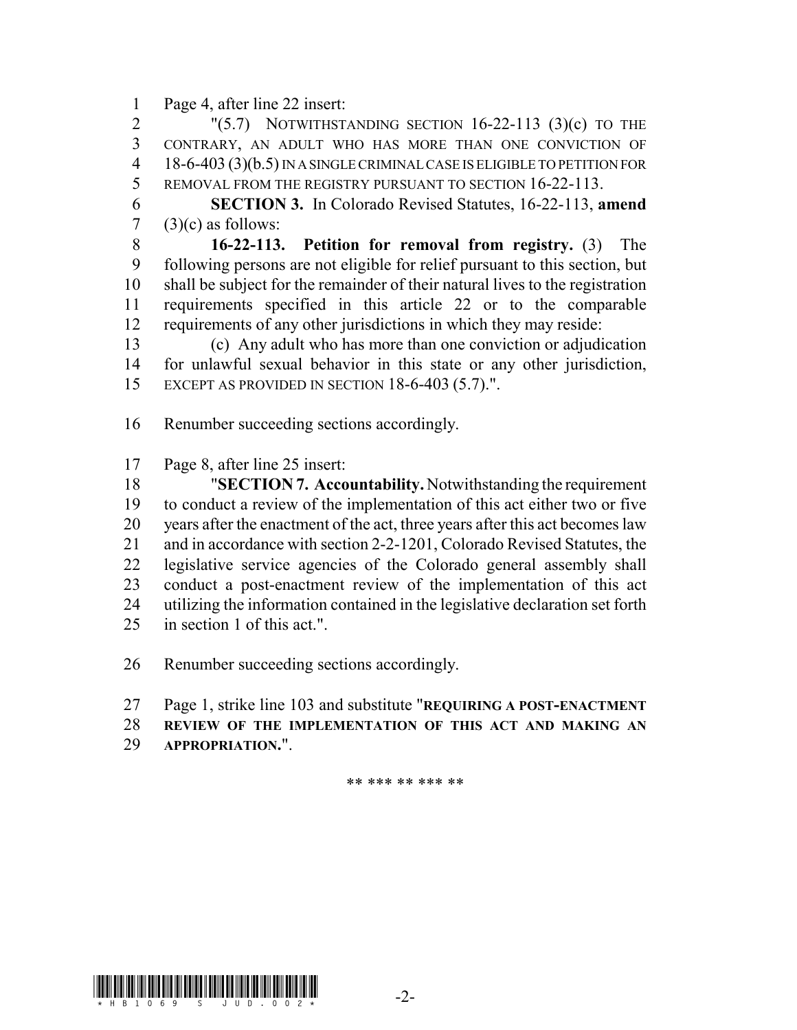Page 4, after line 22 insert:

"(5.7) NOTWITHSTANDING SECTION 16-22-113 (3)(c) TO THE CONTRARY, AN ADULT WHO HAS MORE THAN ONE CONVICTION OF 18-6-403 (3)(b.5) IN A SINGLE CRIMINAL CASE IS ELIGIBLE TO PETITION FOR REMOVAL FROM THE REGISTRY PURSUANT TO SECTION 16-22-113.

**SECTION 3.** In Colorado Revised Statutes, 16-22-113, **amend** (3)(c) as follows:

**16-22-113. Petition for removal from registry.** (3) The following persons are not eligible for relief pursuant to this section, but shall be subject for the remainder of their natural lives to the registration requirements specified in this article 22 or to the comparable requirements of any other jurisdictions in which they may reside:

(c) Any adult who has more than one conviction or adjudication for unlawful sexual behavior in this state or any other jurisdiction, EXCEPT AS PROVIDED IN SECTION 18-6-403 (5.7).".

Renumber succeeding sections accordingly.

Page 8, after line 25 insert:

"**SECTION 7. Accountability.** Notwithstanding the requirement to conduct a review of the implementation of this act either two or five years after the enactment of the act, three years after this act becomes law and in accordance with section 2-2-1201, Colorado Revised Statutes, the legislative service agencies of the Colorado general assembly shall conduct a post-enactment review of the implementation of this act utilizing the information contained in the legislative declaration set forth in section 1 of this act.".

Renumber succeeding sections accordingly.

Page 1, strike line 103 and substitute "**REQUIRING A POST-ENACTMENT REVIEW OF THE IMPLEMENTATION OF THIS ACT AND MAKING AN APPROPRIATION.**".

** *** ** *** **